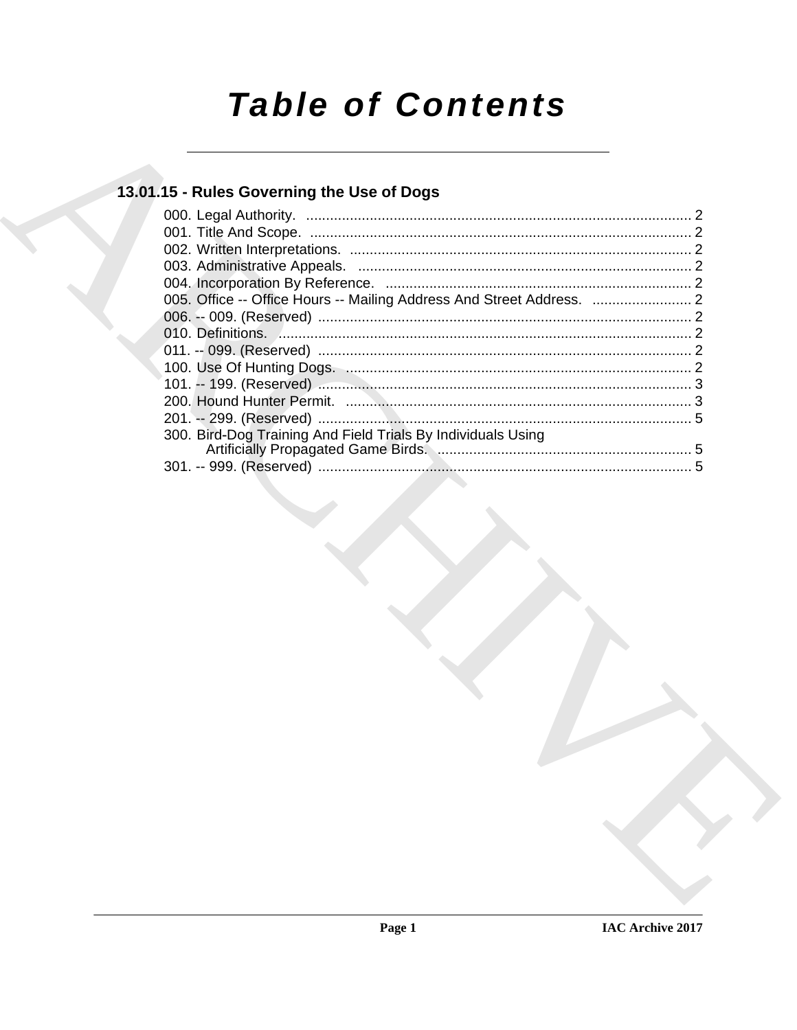# Table of Contents

## 13.01.15 - Rules Governing the Use of Dogs

000. Legal Authority. ........................................................................................ 2
001. Title And Scope. ........................................................................................ 2
002. Written Interpretations. ............................................................................... 2
003. Administrative Appeals. ............................................................................... 2
004. Incorporation By Reference. ......................................................................... 2
005. Office -- Office Hours -- Mailing Address And Street Address. ......................... 2
006. -- 009. (Reserved) ....................................................................................... 2
010. Definitions. ................................................................................................ 2
011. -- 099. (Reserved) ....................................................................................... 2
100. Use Of Hunting Dogs. ................................................................................. 2
101. -- 199. (Reserved) ....................................................................................... 3
200. Hound Hunter Permit. ................................................................................. 3
201. -- 299. (Reserved) ....................................................................................... 5
300. Bird-Dog Training And Field Trials By Individuals Using Artificially Propagated Game Birds. ............................................................ 5
301. -- 999. (Reserved) ....................................................................................... 5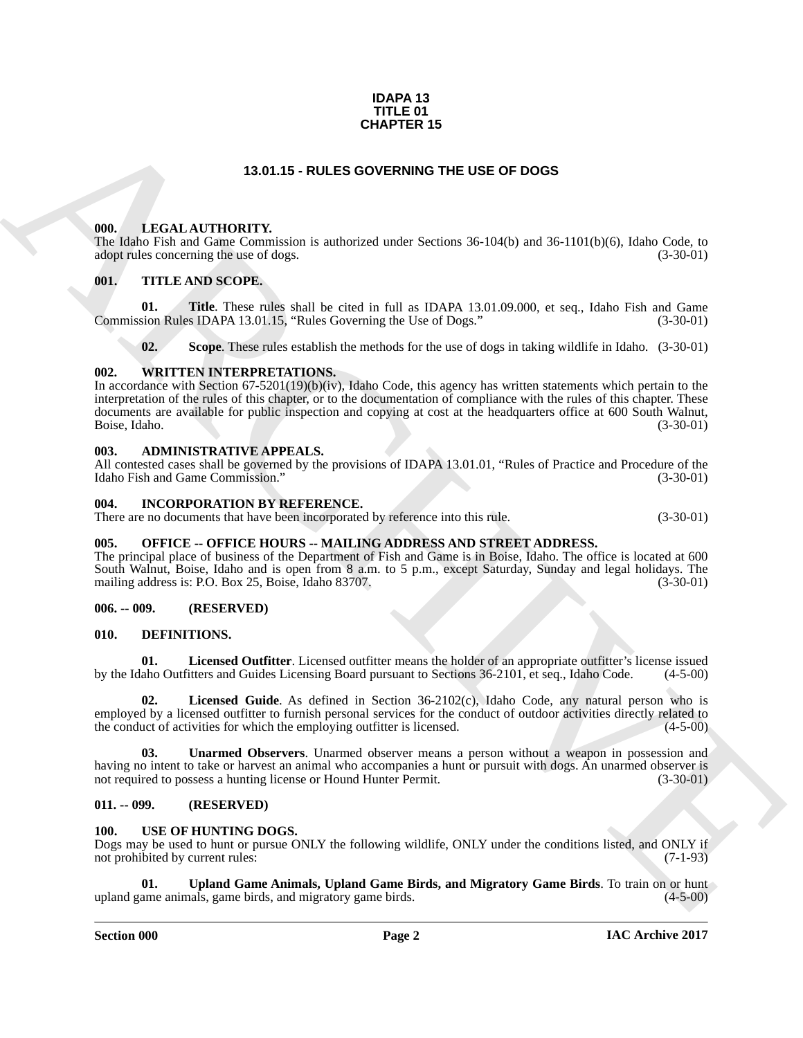# IDAPA 13
# TITLE 01
# CHAPTER 15

## 13.01.15 - RULES GOVERNING THE USE OF DOGS

### 000. LEGAL AUTHORITY.

The Idaho Fish and Game Commission is authorized under Sections 36-104(b) and 36-1101(b)(6), Idaho Code, to adopt rules concerning the use of dogs. (3-30-01)

### 001. TITLE AND SCOPE.

**01. Title**. These rules shall be cited in full as IDAPA 13.01.09.000, et seq., Idaho Fish and Game Commission Rules IDAPA 13.01.15, "Rules Governing the Use of Dogs." (3-30-01)

**02. Scope**. These rules establish the methods for the use of dogs in taking wildlife in Idaho. (3-30-01)

### 002. WRITTEN INTERPRETATIONS.

In accordance with Section 67-5201(19)(b)(iv), Idaho Code, this agency has written statements which pertain to the interpretation of the rules of this chapter, or to the documentation of compliance with the rules of this chapter. These documents are available for public inspection and copying at cost at the headquarters office at 600 South Walnut, Boise, Idaho. (3-30-01)

### 003. ADMINISTRATIVE APPEALS.

All contested cases shall be governed by the provisions of IDAPA 13.01.01, "Rules of Practice and Procedure of the Idaho Fish and Game Commission." (3-30-01)

### 004. INCORPORATION BY REFERENCE.

There are no documents that have been incorporated by reference into this rule. (3-30-01)

### 005. OFFICE -- OFFICE HOURS -- MAILING ADDRESS AND STREET ADDRESS.

The principal place of business of the Department of Fish and Game is in Boise, Idaho. The office is located at 600 South Walnut, Boise, Idaho and is open from 8 a.m. to 5 p.m., except Saturday, Sunday and legal holidays. The mailing address is: P.O. Box 25, Boise, Idaho 83707. (3-30-01)

### 006. -- 009. (RESERVED)

### 010. DEFINITIONS.

**01. Licensed Outfitter**. Licensed outfitter means the holder of an appropriate outfitter's license issued by the Idaho Outfitters and Guides Licensing Board pursuant to Sections 36-2101, et seq., Idaho Code. (4-5-00)

**02. Licensed Guide**. As defined in Section 36-2102(c), Idaho Code, any natural person who is employed by a licensed outfitter to furnish personal services for the conduct of outdoor activities directly related to the conduct of activities for which the employing outfitter is licensed. (4-5-00)

**03. Unarmed Observers**. Unarmed observer means a person without a weapon in possession and having no intent to take or harvest an animal who accompanies a hunt or pursuit with dogs. An unarmed observer is not required to possess a hunting license or Hound Hunter Permit. (3-30-01)

### 011. -- 099. (RESERVED)

### 100. USE OF HUNTING DOGS.

Dogs may be used to hunt or pursue ONLY the following wildlife, ONLY under the conditions listed, and ONLY if not prohibited by current rules: (7-1-93)

**01. Upland Game Animals, Upland Game Birds, and Migratory Game Birds**. To train on or hunt upland game animals, game birds, and migratory game birds. (4-5-00)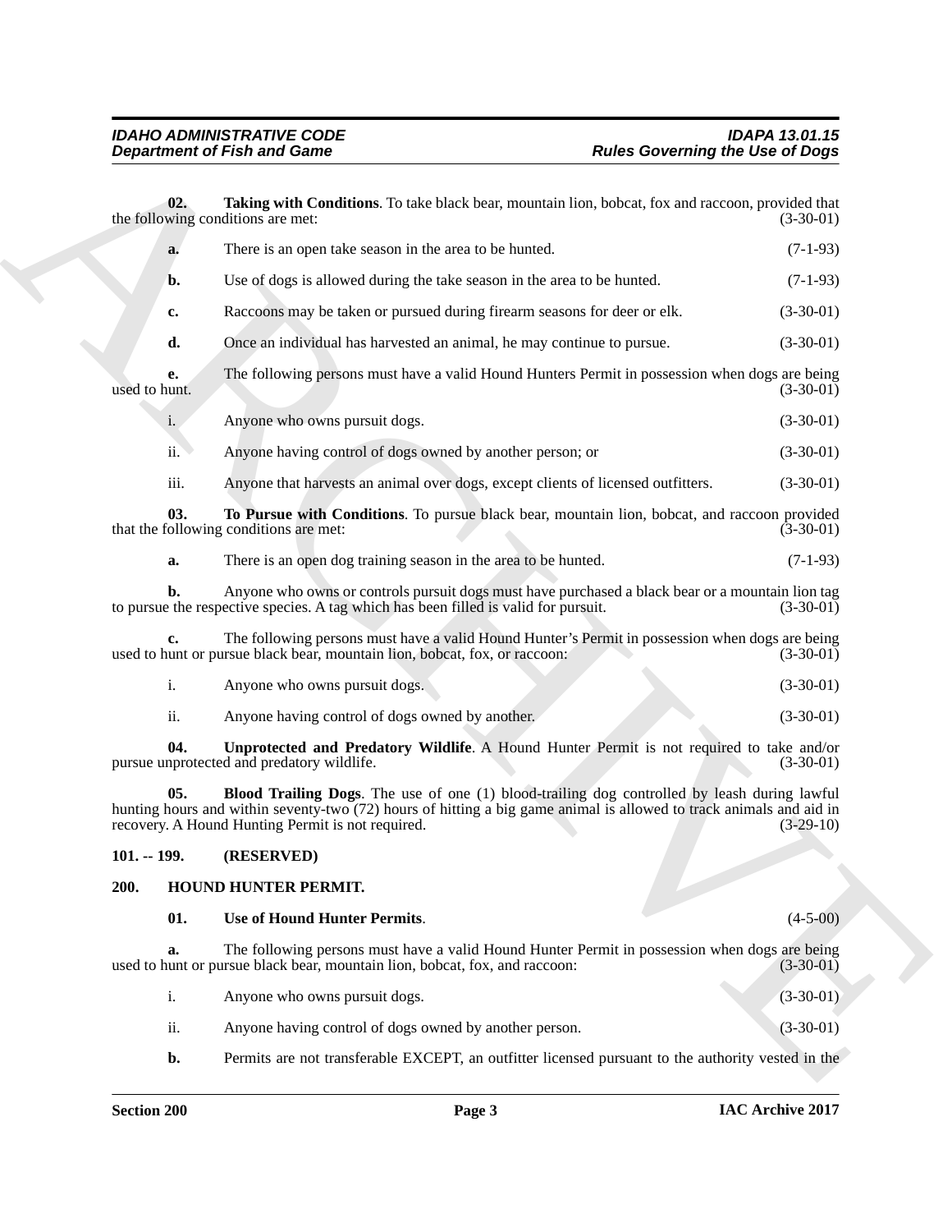**02. Taking with Conditions**. To take black bear, mountain lion, bobcat, fox and raccoon, provided that the following conditions are met: (3-30-01)

**a.** There is an open take season in the area to be hunted. (7-1-93)

**b.** Use of dogs is allowed during the take season in the area to be hunted. (7-1-93)

**c.** Raccoons may be taken or pursued during firearm seasons for deer or elk. (3-30-01)

**d.** Once an individual has harvested an animal, he may continue to pursue. (3-30-01)

**e.** The following persons must have a valid Hound Hunters Permit in possession when dogs are being used to hunt. (3-30-01)

i. Anyone who owns pursuit dogs. (3-30-01)

ii. Anyone having control of dogs owned by another person; or (3-30-01)

iii. Anyone that harvests an animal over dogs, except clients of licensed outfitters. (3-30-01)

**03. To Pursue with Conditions**. To pursue black bear, mountain lion, bobcat, and raccoon provided that the following conditions are met: (3-30-01)

**a.** There is an open dog training season in the area to be hunted. (7-1-93)

**b.** Anyone who owns or controls pursuit dogs must have purchased a black bear or a mountain lion tag to pursue the respective species. A tag which has been filled is valid for pursuit. (3-30-01)

**c.** The following persons must have a valid Hound Hunter's Permit in possession when dogs are being used to hunt or pursue black bear, mountain lion, bobcat, fox, or raccoon: (3-30-01)

i. Anyone who owns pursuit dogs. (3-30-01)

ii. Anyone having control of dogs owned by another. (3-30-01)

**04. Unprotected and Predatory Wildlife**. A Hound Hunter Permit is not required to take and/or pursue unprotected and predatory wildlife. (3-30-01)

**05. Blood Trailing Dogs**. The use of one (1) blood-trailing dog controlled by leash during lawful hunting hours and within seventy-two (72) hours of hitting a big game animal is allowed to track animals and aid in recovery. A Hound Hunting Permit is not required. (3-29-10)

**101. -- 199. (RESERVED)**

## 200. HOUND HUNTER PERMIT.

**01. Use of Hound Hunter Permits**. (4-5-00)

**a.** The following persons must have a valid Hound Hunter Permit in possession when dogs are being used to hunt or pursue black bear, mountain lion, bobcat, fox, and raccoon: (3-30-01)

i. Anyone who owns pursuit dogs. (3-30-01)

ii. Anyone having control of dogs owned by another person. (3-30-01)

**b.** Permits are not transferable EXCEPT, an outfitter licensed pursuant to the authority vested in the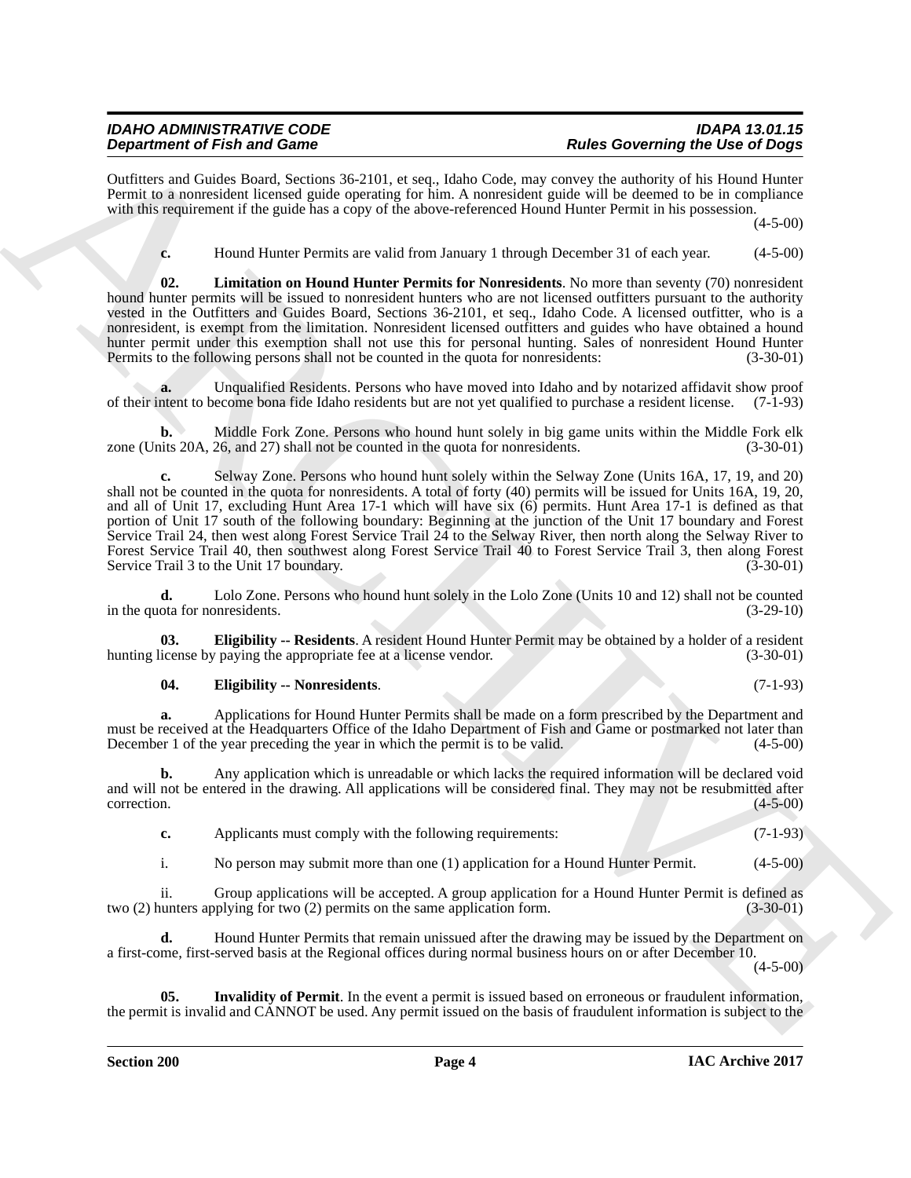Outfitters and Guides Board, Sections 36-2101, et seq., Idaho Code, may convey the authority of his Hound Hunter Permit to a nonresident licensed guide operating for him. A nonresident guide will be deemed to be in compliance with this requirement if the guide has a copy of the above-referenced Hound Hunter Permit in his possession. (4-5-00)

**c.** Hound Hunter Permits are valid from January 1 through December 31 of each year. (4-5-00)

**02. Limitation on Hound Hunter Permits for Nonresidents**. No more than seventy (70) nonresident hound hunter permits will be issued to nonresident hunters who are not licensed outfitters pursuant to the authority vested in the Outfitters and Guides Board, Sections 36-2101, et seq., Idaho Code. A licensed outfitter, who is a nonresident, is exempt from the limitation. Nonresident licensed outfitters and guides who have obtained a hound hunter permit under this exemption shall not use this for personal hunting. Sales of nonresident Hound Hunter Permits to the following persons shall not be counted in the quota for nonresidents: (3-30-01)

**a.** Unqualified Residents. Persons who have moved into Idaho and by notarized affidavit show proof of their intent to become bona fide Idaho residents but are not yet qualified to purchase a resident license. (7-1-93)

**b.** Middle Fork Zone. Persons who hound hunt solely in big game units within the Middle Fork elk zone (Units 20A, 26, and 27) shall not be counted in the quota for nonresidents. (3-30-01)

**c.** Selway Zone. Persons who hound hunt solely within the Selway Zone (Units 16A, 17, 19, and 20) shall not be counted in the quota for nonresidents. A total of forty (40) permits will be issued for Units 16A, 19, 20, and all of Unit 17, excluding Hunt Area 17-1 which will have six (6) permits. Hunt Area 17-1 is defined as that portion of Unit 17 south of the following boundary: Beginning at the junction of the Unit 17 boundary and Forest Service Trail 24, then west along Forest Service Trail 24 to the Selway River, then north along the Selway River to Forest Service Trail 40, then southwest along Forest Service Trail 40 to Forest Service Trail 3, then along Forest Service Trail 3 to the Unit 17 boundary. (3-30-01)

**d.** Lolo Zone. Persons who hound hunt solely in the Lolo Zone (Units 10 and 12) shall not be counted in the quota for nonresidents. (3-29-10)

**03. Eligibility -- Residents**. A resident Hound Hunter Permit may be obtained by a holder of a resident hunting license by paying the appropriate fee at a license vendor. (3-30-01)

**04. Eligibility -- Nonresidents**. (7-1-93)

**a.** Applications for Hound Hunter Permits shall be made on a form prescribed by the Department and must be received at the Headquarters Office of the Idaho Department of Fish and Game or postmarked not later than December 1 of the year preceding the year in which the permit is to be valid. (4-5-00)

**b.** Any application which is unreadable or which lacks the required information will be declared void and will not be entered in the drawing. All applications will be considered final. They may not be resubmitted after correction. (4-5-00)

**c.** Applicants must comply with the following requirements: (7-1-93)

i. No person may submit more than one (1) application for a Hound Hunter Permit. (4-5-00)

ii. Group applications will be accepted. A group application for a Hound Hunter Permit is defined as two (2) hunters applying for two (2) permits on the same application form. (3-30-01)

**d.** Hound Hunter Permits that remain unissued after the drawing may be issued by the Department on a first-come, first-served basis at the Regional offices during normal business hours on or after December 10. (4-5-00)

**05. Invalidity of Permit**. In the event a permit is issued based on erroneous or fraudulent information, the permit is invalid and CANNOT be used. Any permit issued on the basis of fraudulent information is subject to the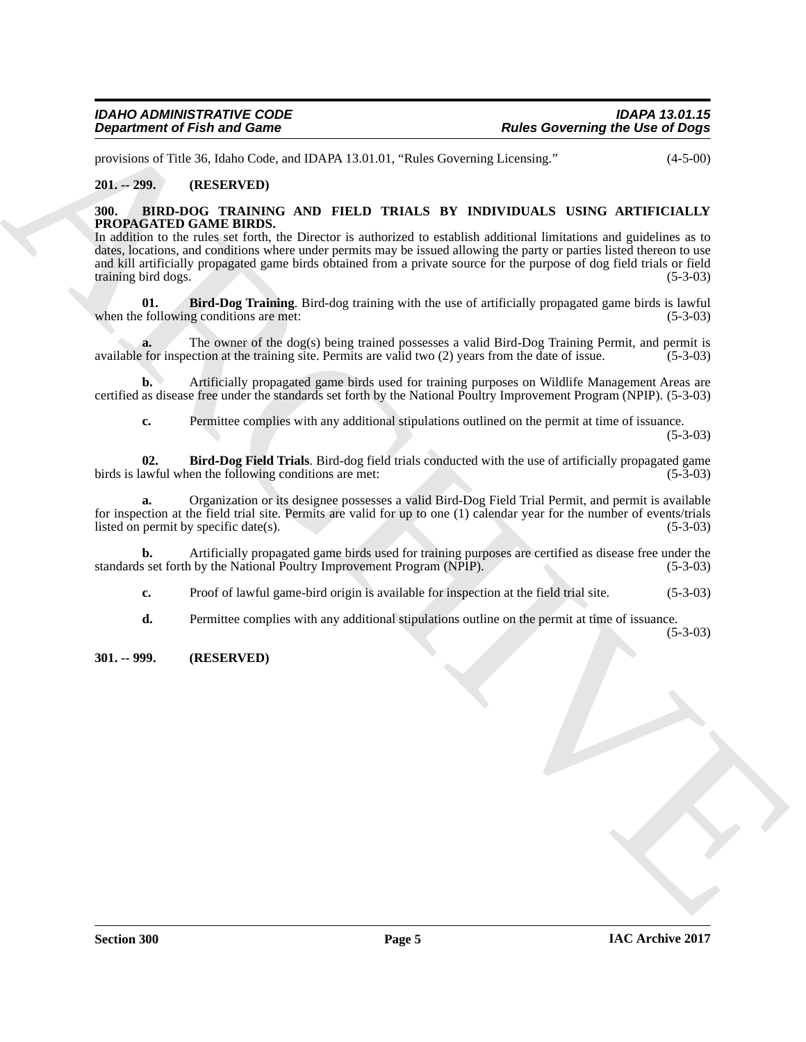provisions of Title 36, Idaho Code, and IDAPA 13.01.01, "Rules Governing Licensing." (4-5-00)

**201. -- 299. (RESERVED)**

**300. BIRD-DOG TRAINING AND FIELD TRIALS BY INDIVIDUALS USING ARTIFICIALLY PROPAGATED GAME BIRDS.**

In addition to the rules set forth, the Director is authorized to establish additional limitations and guidelines as to dates, locations, and conditions where under permits may be issued allowing the party or parties listed thereon to use and kill artificially propagated game birds obtained from a private source for the purpose of dog field trials or field training bird dogs. (5-3-03)

**01. Bird-Dog Training**. Bird-dog training with the use of artificially propagated game birds is lawful when the following conditions are met: (5-3-03)

**a.** The owner of the dog(s) being trained possesses a valid Bird-Dog Training Permit, and permit is available for inspection at the training site. Permits are valid two (2) years from the date of issue. (5-3-03)

**b.** Artificially propagated game birds used for training purposes on Wildlife Management Areas are certified as disease free under the standards set forth by the National Poultry Improvement Program (NPIP). (5-3-03)

**c.** Permittee complies with any additional stipulations outlined on the permit at time of issuance. (5-3-03)

**02. Bird-Dog Field Trials**. Bird-dog field trials conducted with the use of artificially propagated game birds is lawful when the following conditions are met: (5-3-03)

**a.** Organization or its designee possesses a valid Bird-Dog Field Trial Permit, and permit is available for inspection at the field trial site. Permits are valid for up to one (1) calendar year for the number of events/trials listed on permit by specific date(s). (5-3-03)

**b.** Artificially propagated game birds used for training purposes are certified as disease free under the standards set forth by the National Poultry Improvement Program (NPIP). (5-3-03)

**c.** Proof of lawful game-bird origin is available for inspection at the field trial site. (5-3-03)

**d.** Permittee complies with any additional stipulations outline on the permit at time of issuance. (5-3-03)

**301. -- 999. (RESERVED)**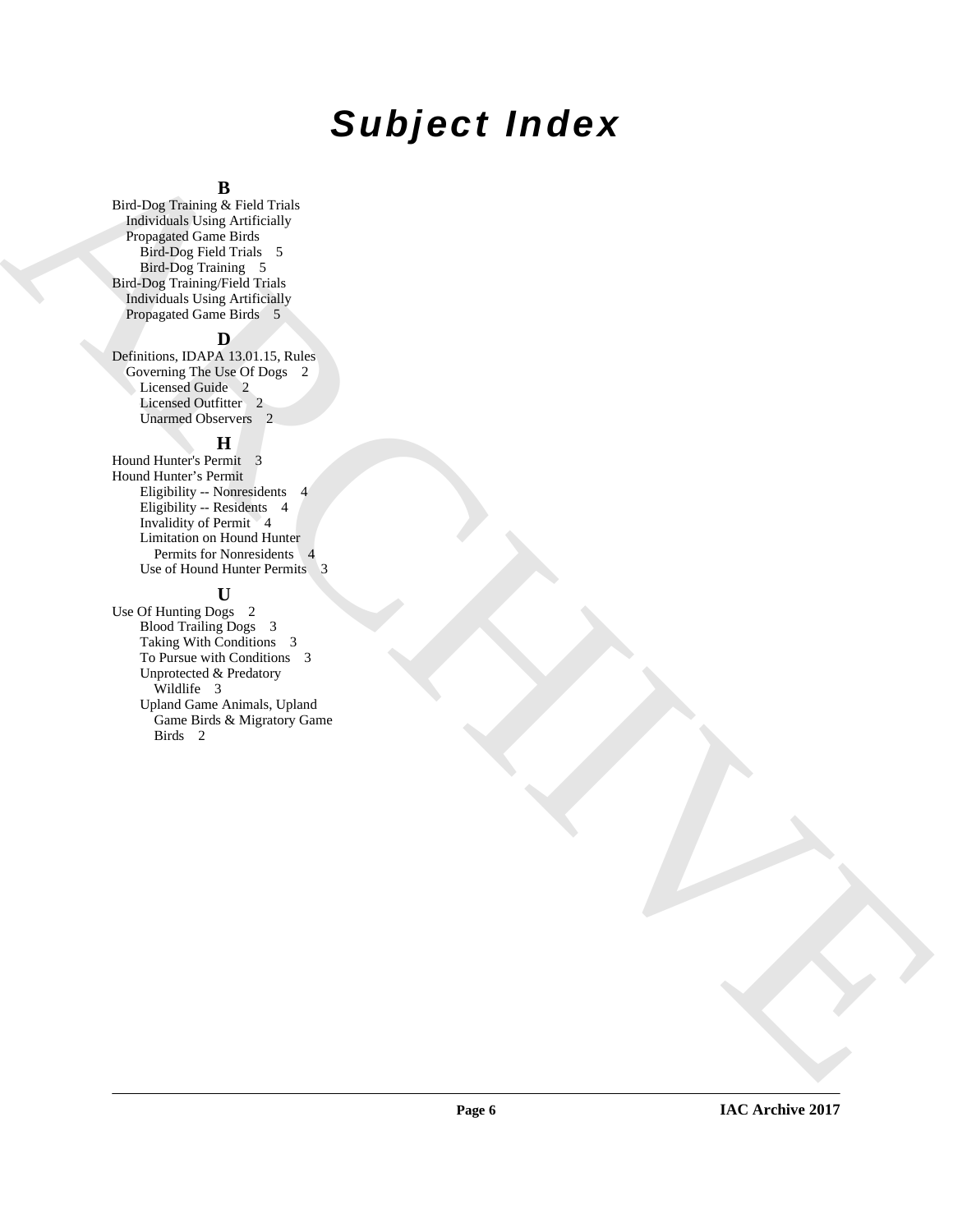# Subject Index

## B

Bird-Dog Training & Field Trials
- Individuals Using Artificially Propagated Game Birds
  - Bird-Dog Field Trials 5
  - Bird-Dog Training 5

Bird-Dog Training/Field Trials
- Individuals Using Artificially Propagated Game Birds 5

## D

Definitions, IDAPA 13.01.15, Rules Governing The Use Of Dogs 2
- Licensed Guide 2
- Licensed Outfitter 2
- Unarmed Observers 2

## H

Hound Hunter's Permit 3

Hound Hunter's Permit
- Eligibility -- Nonresidents 4
- Eligibility -- Residents 4
- Invalidity of Permit 4
- Limitation on Hound Hunter Permits for Nonresidents 4
- Use of Hound Hunter Permits 3

## U

Use Of Hunting Dogs 2
- Blood Trailing Dogs 3
- Taking With Conditions 3
- To Pursue with Conditions 3
- Unprotected & Predatory Wildlife 3
- Upland Game Animals, Upland Game Birds & Migratory Game Birds 2